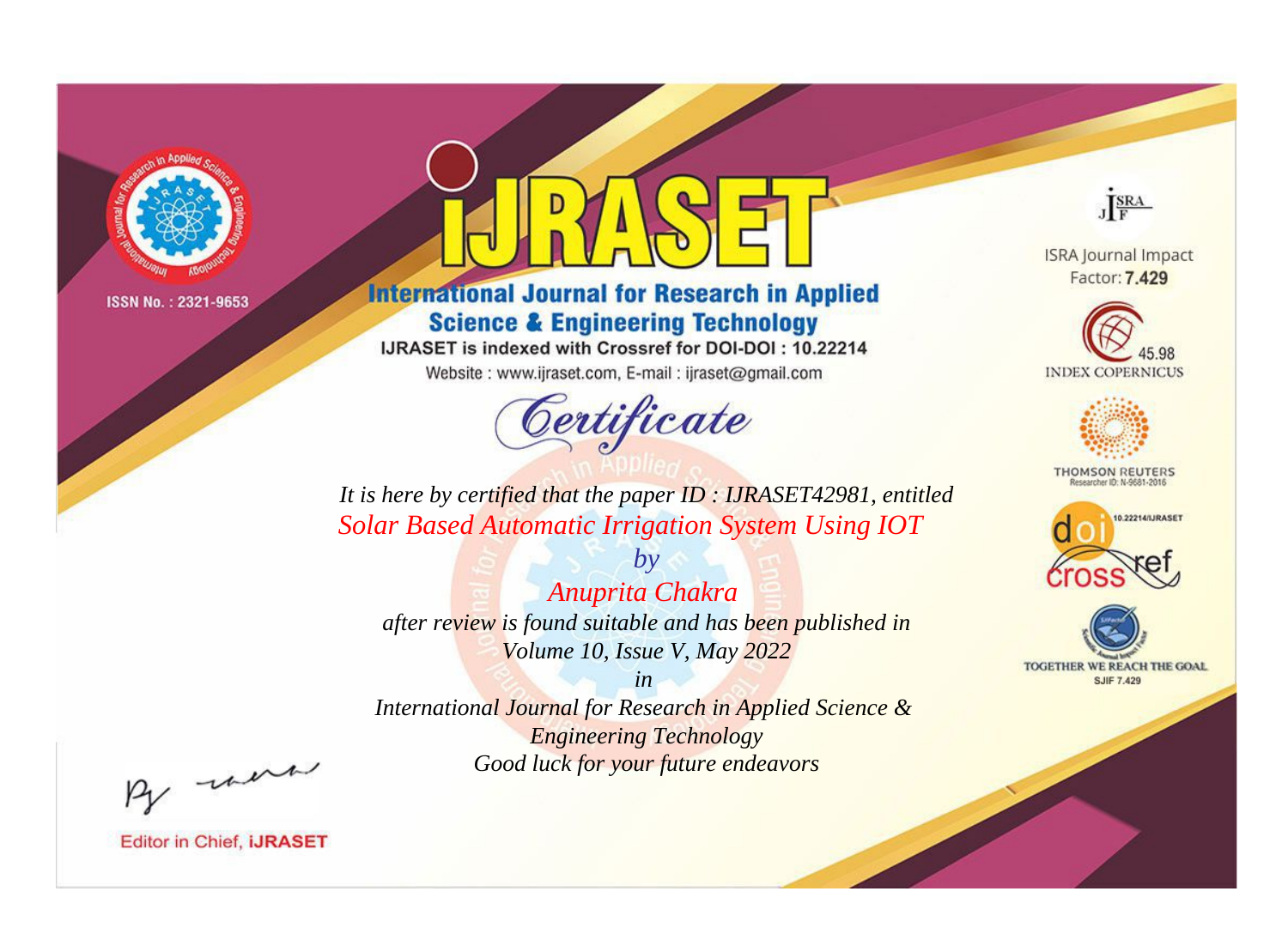ISSN No. : 2321-9653

# IJRASET

## International Journal for Research in Applied Science & Engineering Technology

IJRASET is indexed with Crossref for DOI-DOI : 10.22214

Website : www.ijraset.com, E-mail : ijraset@gmail.com

ISRA Journal Impact Factor: **7.429**

45.98 INDEX COPERNICUS

THOMSON REUTERS Researcher ID: N-9681-2016

10.22214/IJRASET

TOGETHER WE REACH THE GOAL SJIF 7.429

# *Certificate*

*It is here by certified that the paper ID : IJRASET42981, entitled*

*Solar Based Automatic Irrigation System Using IOT*

*by*

*Anuprita Chakra*

*after review is found suitable and has been published in*

*Volume 10, Issue V, May 2022*

*in*

*International Journal for Research in Applied Science & Engineering Technology*

*Good luck for your future endeavors*

Editor in Chief, **IJRASET**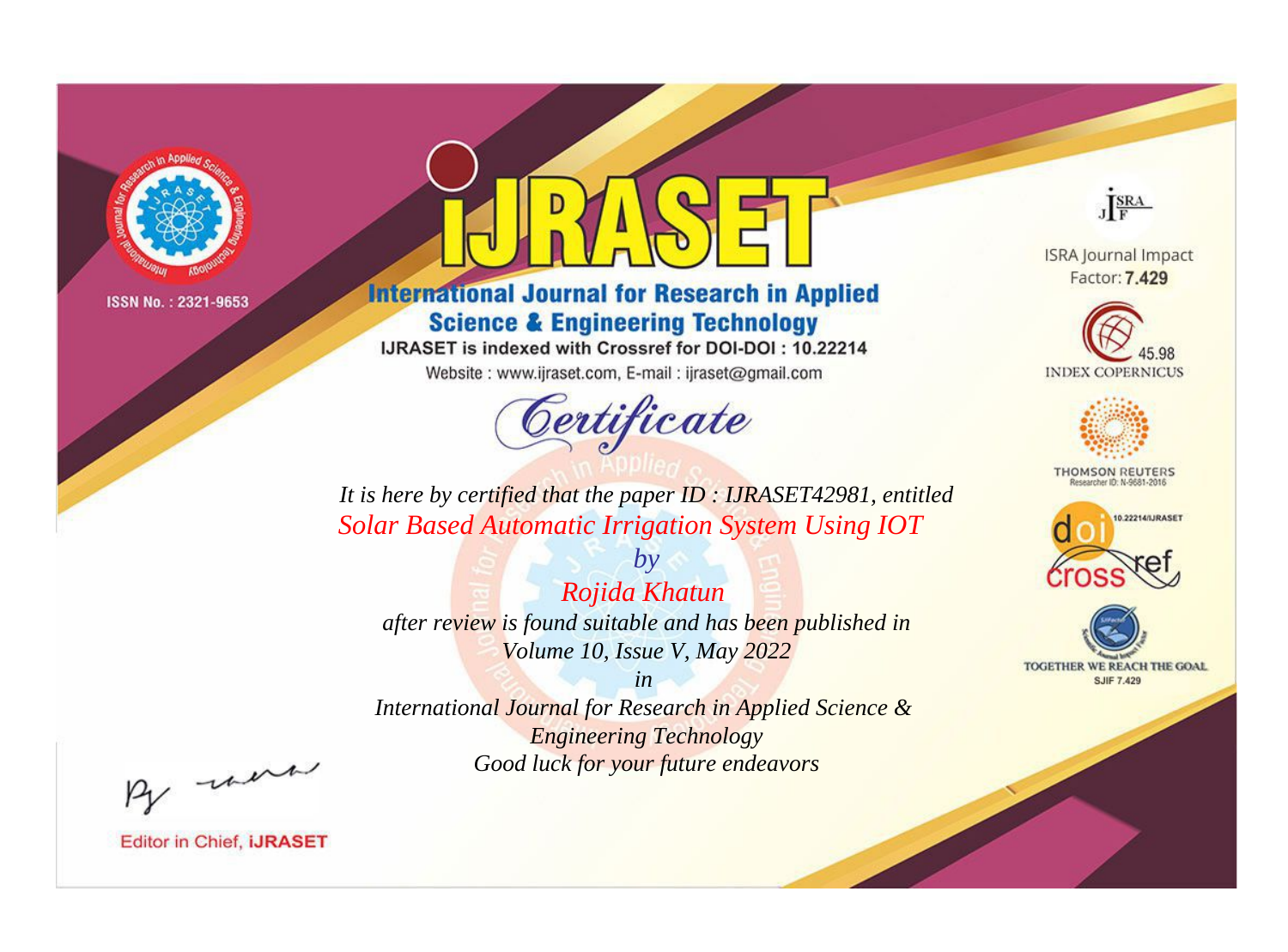ISSN No. : 2321-9653

# iJRASET

## International Journal for Research in Applied Science & Engineering Technology

IJRASET is indexed with Crossref for DOI-DOI : 10.22214

Website : www.ijraset.com, E-mail : ijraset@gmail.com

# *Certificate*

*It is here by certified that the paper ID : IJRASET42981, entitled*

*Solar Based Automatic Irrigation System Using IOT*

*by*

*Rojida Khatun*

*after review is found suitable and has been published in*

*Volume 10, Issue V, May 2022*

*in*

*International Journal for Research in Applied Science & Engineering Technology*

*Good luck for your future endeavors*

ISRA Journal Impact Factor: **7.429**

45.98 INDEX COPERNICUS

THOMSON REUTERS Researcher ID: N-9681-2016

10.22214/IJRASET

TOGETHER WE REACH THE GOAL SJIF 7.429

Editor in Chief, **iJRASET**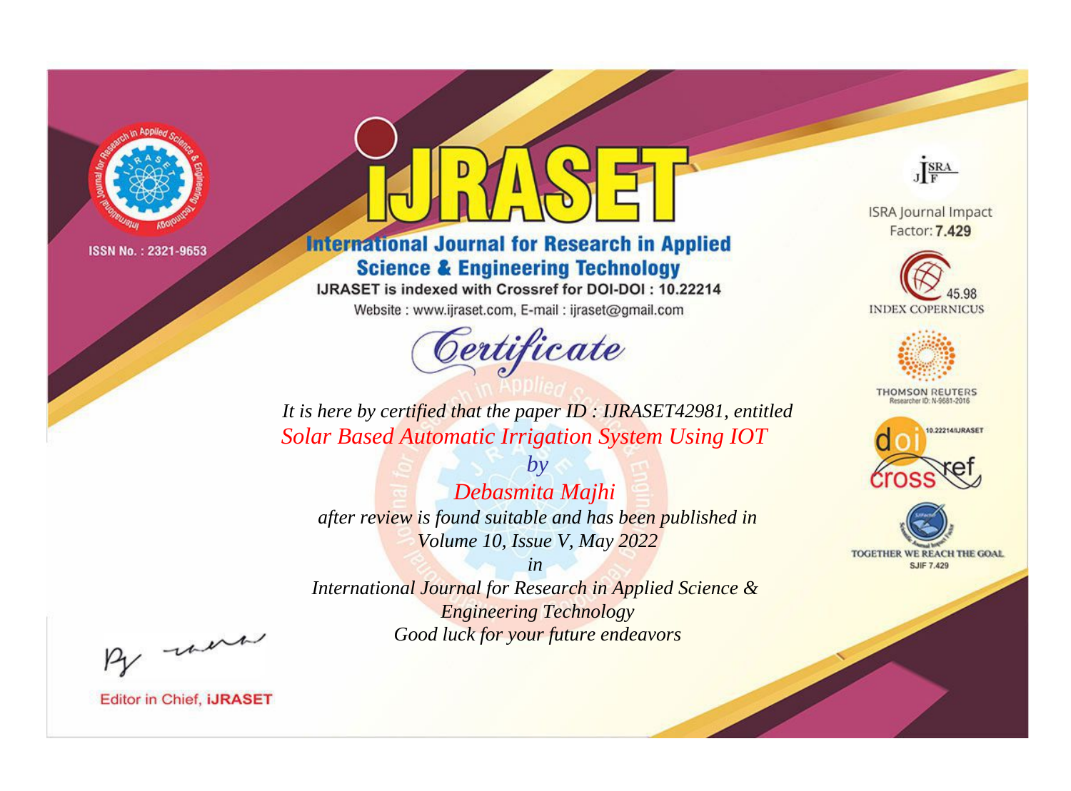ISSN No. : 2321-9653

# iJRASET

## International Journal for Research in Applied Science & Engineering Technology

IJRASET is indexed with Crossref for DOI-DOI : 10.22214

Website : www.ijraset.com, E-mail : ijraset@gmail.com

ISRA Journal Impact Factor: **7.429**

45.98 INDEX COPERNICUS

THOMSON REUTERS Researcher ID: N-9681-2016

10.22214/IJRASET

TOGETHER WE REACH THE GOAL SJIF 7.429

# *Certificate*

*It is here by certified that the paper ID : IJRASET42981, entitled*

*Solar Based Automatic Irrigation System Using IOT*

*by*

*Debasmita Majhi*

*after review is found suitable and has been published in*

*Volume 10, Issue V, May 2022*

*in*

*International Journal for Research in Applied Science & Engineering Technology*

*Good luck for your future endeavors*

Editor in Chief, **iJRASET**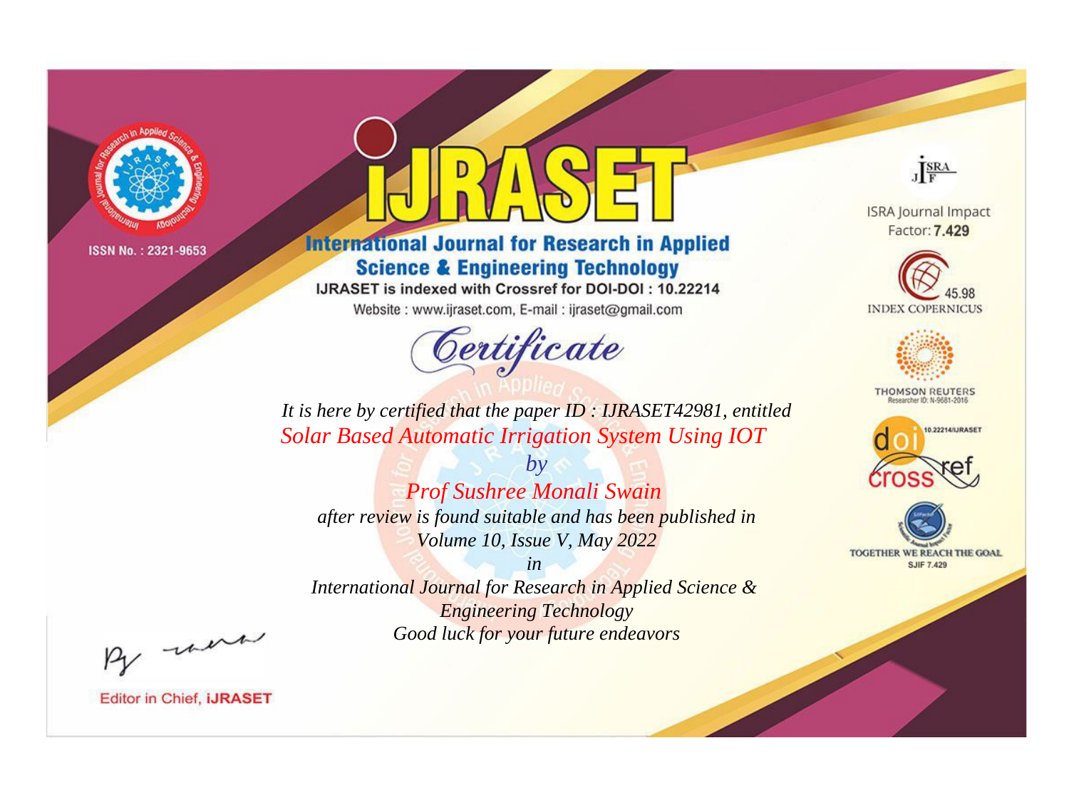ISSN No. : 2321-9653

# iJRASET

## International Journal for Research in Applied Science & Engineering Technology

IJRASET is indexed with Crossref for DOI-DOI : 10.22214

Website : www.ijraset.com, E-mail : ijraset@gmail.com

# Certificate

*It is here by certified that the paper ID : IJRASET42981, entitled*

*Solar Based Automatic Irrigation System Using IOT*

*by*

*Prof Sushree Monali Swain*

*after review is found suitable and has been published in*

*Volume 10, Issue V, May 2022*

*in*

*International Journal for Research in Applied Science & Engineering Technology*

*Good luck for your future endeavors*

ISRA Journal Impact Factor: **7.429**

45.98 INDEX COPERNICUS

THOMSON REUTERS Researcher ID: N-9681-2016

10.22214/IJRASET

TOGETHER WE REACH THE GOAL SJIF 7.429

Editor in Chief, **iJRASET**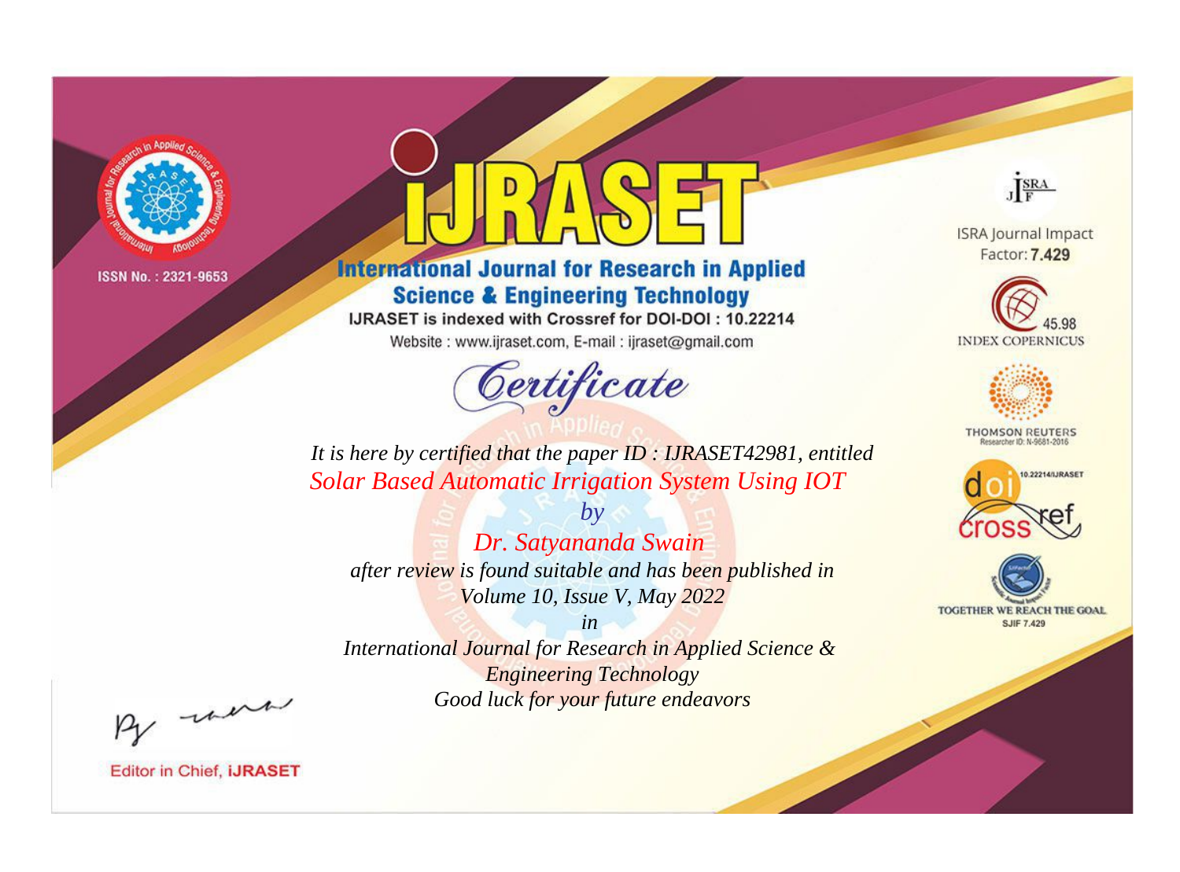ISSN No. : 2321-9653

# iJRASET

## International Journal for Research in Applied Science & Engineering Technology

IJRASET is indexed with Crossref for DOI-DOI : 10.22214

Website : www.ijraset.com, E-mail : ijraset@gmail.com

ISRA Journal Impact Factor: **7.429**

45.98 INDEX COPERNICUS

THOMSON REUTERS Researcher ID: N-9681-2016

10.22214/IJRASET

TOGETHER WE REACH THE GOAL SJIF 7.429

## *Certificate*

*It is here by certified that the paper ID : IJRASET42981, entitled*

*Solar Based Automatic Irrigation System Using IOT*

*by*

*Dr. Satyananda Swain*

*after review is found suitable and has been published in*

*Volume 10, Issue V, May 2022*

*in*

*International Journal for Research in Applied Science & Engineering Technology*

*Good luck for your future endeavors*

Editor in Chief, **iJRASET**